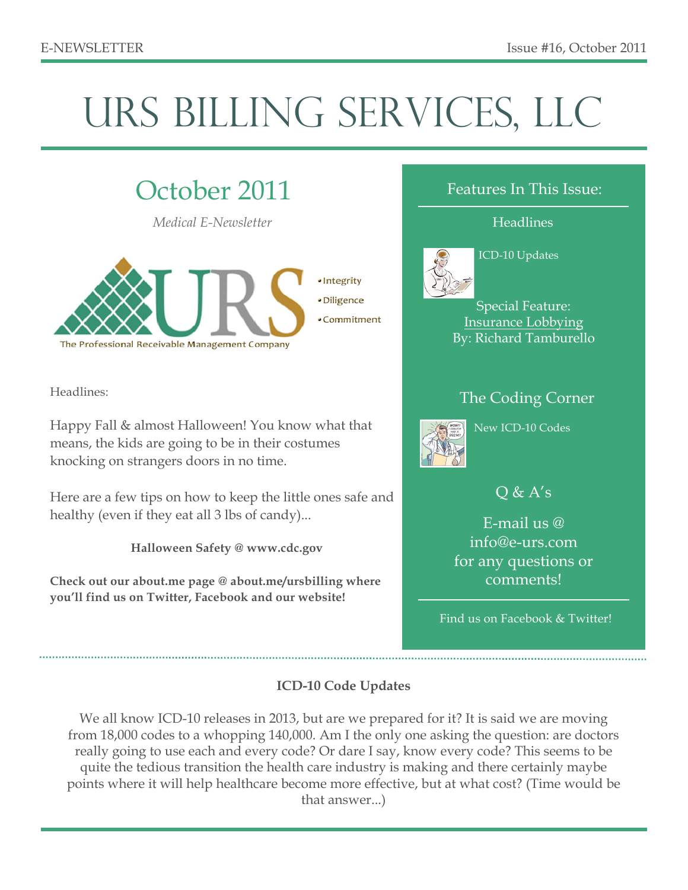E-NEWSLETTER

Issue #16, October 2011

# URS BILLING SERVICES, LLC

## October 2011

*Medical E-Newsletter*

URS

- Integrity
- Diligence
- Commitment

The Professional Receivable Management Company

Headlines:

Happy Fall & almost Halloween! You know what that means, the kids are going to be in their costumes knocking on strangers doors in no time.

Here are a few tips on how to keep the little ones safe and healthy (even if they eat all 3 lbs of candy)...

**Halloween Safety @ www.cdc.gov**

**Check out our about.me page @ about.me/ursbilling where you'll find us on Twitter, Facebook and our website!**

### Features In This Issue:

Headlines

ICD-10 Updates

Special Feature:
Insurance Lobbying
By: Richard Tamburello

The Coding Corner

New ICD-10 Codes

Q & A's

E-mail us @ info@e-urs.com for any questions or comments!

Find us on Facebook & Twitter!

---

**ICD-10 Code Updates**

We all know ICD-10 releases in 2013, but are we prepared for it? It is said we are moving from 18,000 codes to a whopping 140,000. Am I the only one asking the question: are doctors really going to use each and every code? Or dare I say, know every code? This seems to be quite the tedious transition the health care industry is making and there certainly maybe points where it will help healthcare become more effective, but at what cost? (Time would be that answer...)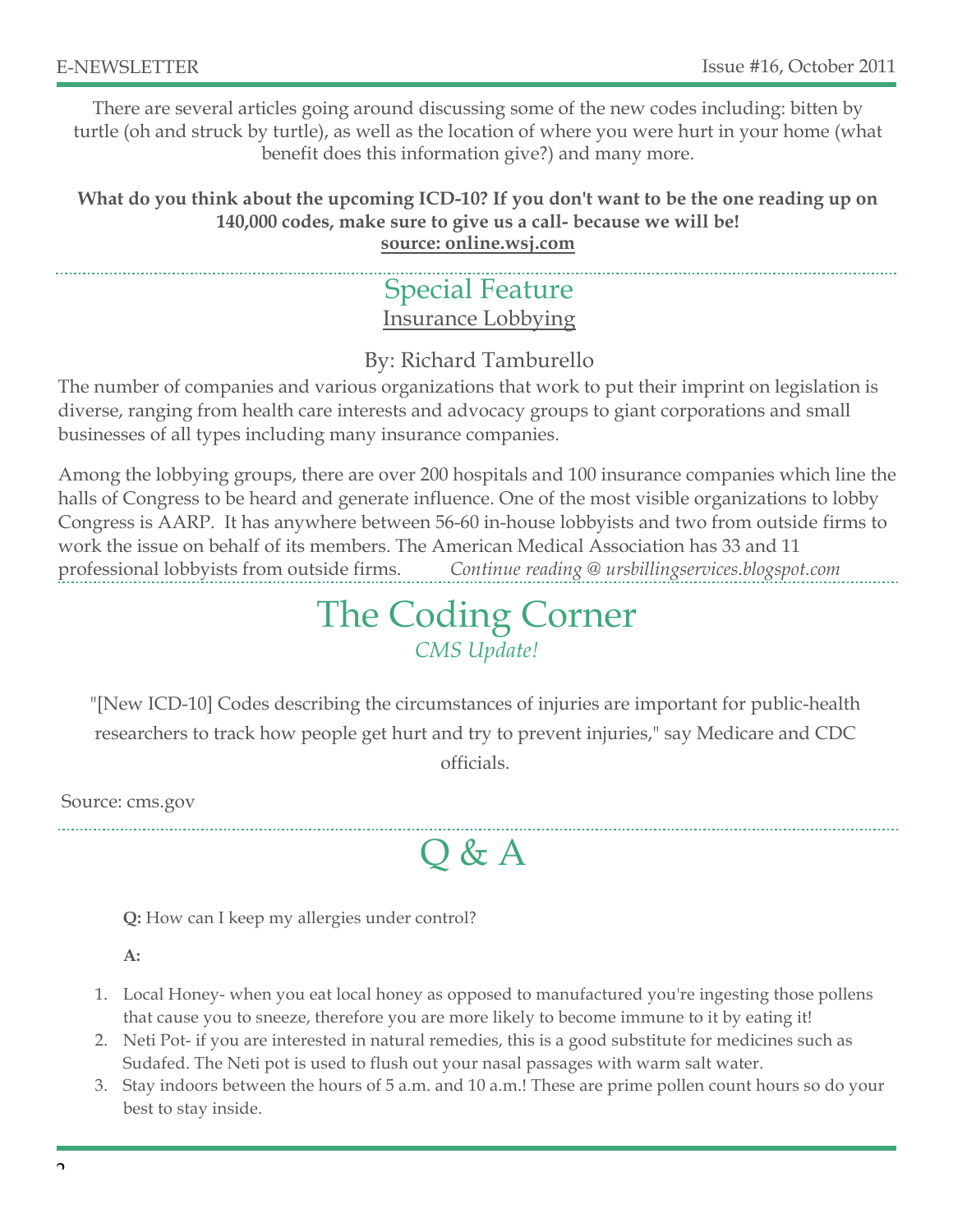There are several articles going around discussing some of the new codes including: bitten by turtle (oh and struck by turtle), as well as the location of where you were hurt in your home (what benefit does this information give?) and many more.

**What do you think about the upcoming ICD-10? If you don't want to be the one reading up on 140,000 codes, make sure to give us a call- because we will be!**
**source: online.wsj.com**

## Special Feature

### Insurance Lobbying

By: Richard Tamburello

The number of companies and various organizations that work to put their imprint on legislation is diverse, ranging from health care interests and advocacy groups to giant corporations and small businesses of all types including many insurance companies.

Among the lobbying groups, there are over 200 hospitals and 100 insurance companies which line the halls of Congress to be heard and generate influence. One of the most visible organizations to lobby Congress is AARP. It has anywhere between 56-60 in-house lobbyists and two from outside firms to work the issue on behalf of its members. The American Medical Association has 33 and 11 professional lobbyists from outside firms. *Continue reading @ ursbillingservices.blogspot.com*

## The Coding Corner

*CMS Update!*

"[New ICD-10] Codes describing the circumstances of injuries are important for public-health researchers to track how people get hurt and try to prevent injuries," say Medicare and CDC officials.

Source: cms.gov

## Q & A

**Q:** How can I keep my allergies under control?

**A:**

1. Local Honey- when you eat local honey as opposed to manufactured you're ingesting those pollens that cause you to sneeze, therefore you are more likely to become immune to it by eating it!
2. Neti Pot- if you are interested in natural remedies, this is a good substitute for medicines such as Sudafed. The Neti pot is used to flush out your nasal passages with warm salt water.
3. Stay indoors between the hours of 5 a.m. and 10 a.m.! These are prime pollen count hours so do your best to stay inside.